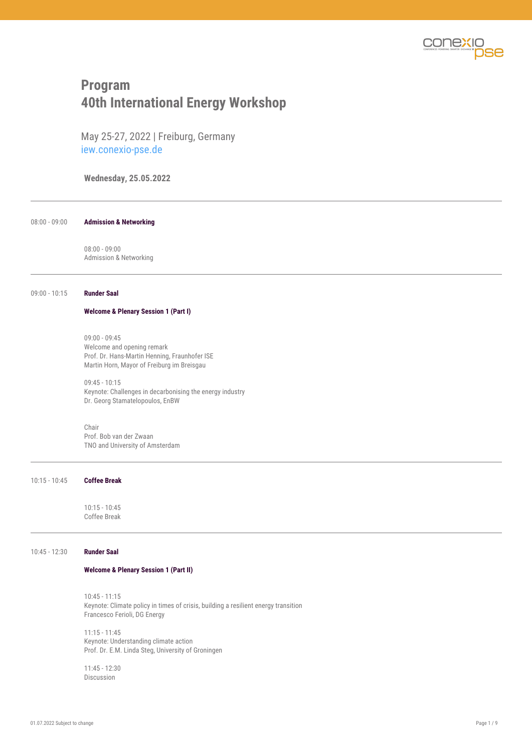# Program
# 40th International Energy Workshop

May 25-27, 2022 | Freiburg, Germany
iew.conexio-pse.de

**Wednesday, 25.05.2022**

---

08:00 - 09:00 **Admission & Networking**

08:00 - 09:00
Admission & Networking

---

09:00 - 10:15 **Runder Saal**

**Welcome & Plenary Session 1 (Part I)**

09:00 - 09:45
Welcome and opening remark
Prof. Dr. Hans-Martin Henning, Fraunhofer ISE
Martin Horn, Mayor of Freiburg im Breisgau

09:45 - 10:15
Keynote: Challenges in decarbonising the energy industry
Dr. Georg Stamatelopoulos, EnBW

Chair
Prof. Bob van der Zwaan
TNO and University of Amsterdam

---

10:15 - 10:45 **Coffee Break**

10:15 - 10:45
Coffee Break

---

10:45 - 12:30 **Runder Saal**

**Welcome & Plenary Session 1 (Part II)**

10:45 - 11:15
Keynote: Climate policy in times of crisis, building a resilient energy transition
Francesco Ferioli, DG Energy

11:15 - 11:45
Keynote: Understanding climate action
Prof. Dr. E.M. Linda Steg, University of Groningen

11:45 - 12:30
Discussion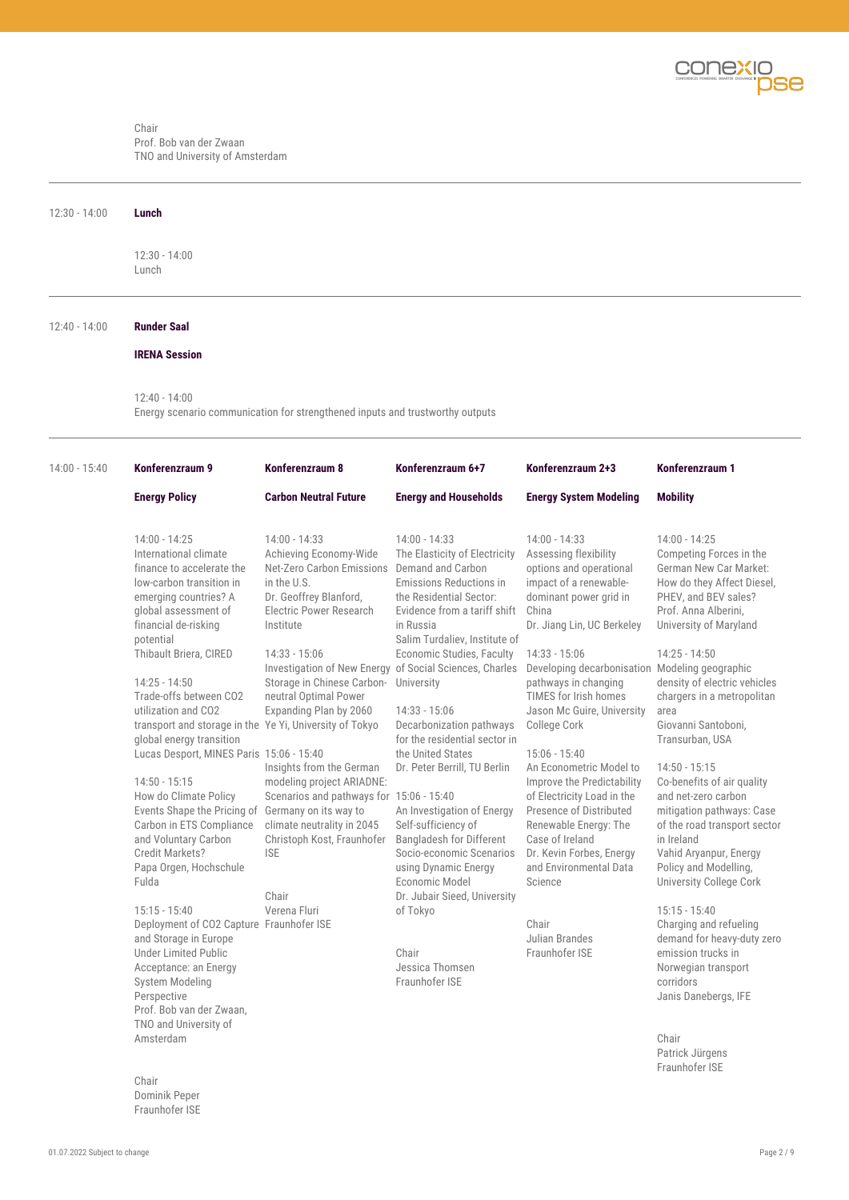Chair
Prof. Bob van der Zwaan
TNO and University of Amsterdam

---

12:30 - 14:00 **Lunch**

12:30 - 14:00
Lunch

---

12:40 - 14:00 **Runder Saal**

**IRENA Session**

12:40 - 14:00
Energy scenario communication for strengthened inputs and trustworthy outputs

---

14:00 - 15:40

### Konferenzraum 9 — Energy Policy

14:00 - 14:25
International climate finance to accelerate the low-carbon transition in emerging countries? A global assessment of financial de-risking potential
Thibault Briera, CIRED

14:25 - 14:50
Trade-offs between CO2 utilization and CO2 transport and storage in the global energy transition
Lucas Desport, MINES Paris

14:50 - 15:15
How do Climate Policy Events Shape the Pricing of Carbon in ETS Compliance and Voluntary Carbon Credit Markets?
Papa Orgen, Hochschule Fulda

15:15 - 15:40
Deployment of CO2 Capture and Storage in Europe Under Limited Public Acceptance: an Energy System Modeling Perspective
Prof. Bob van der Zwaan, TNO and University of Amsterdam

Chair
Dominik Peper
Fraunhofer ISE

### Konferenzraum 8 — Carbon Neutral Future

14:00 - 14:33
Achieving Economy-Wide Net-Zero Carbon Emissions in the U.S.
Dr. Geoffrey Blanford, Electric Power Research Institute

14:33 - 15:06
Investigation of New Energy Storage in Chinese Carbon-neutral Optimal Power Expanding Plan by 2060
Ye Yi, University of Tokyo

15:06 - 15:40
Insights from the German modeling project ARIADNE: Scenarios and pathways for Germany on its way to climate neutrality in 2045
Christoph Kost, Fraunhofer ISE

Chair
Verena Fluri
Fraunhofer ISE

### Konferenzraum 6+7 — Energy and Households

14:00 - 14:33
The Elasticity of Electricity Demand and Carbon Emissions Reductions in the Residential Sector: Evidence from a tariff shift in Russia
Salim Turdaliev, Institute of Economic Studies, Faculty of Social Sciences, Charles University

14:33 - 15:06
Decarbonization pathways for the residential sector in the United States
Dr. Peter Berrill, TU Berlin

15:06 - 15:40
An Investigation of Energy Self-sufficiency of Bangladesh for Different Socio-economic Scenarios using Dynamic Energy Economic Model
Dr. Jubair Sieed, University of Tokyo

Chair
Jessica Thomsen
Fraunhofer ISE

### Konferenzraum 2+3 — Energy System Modeling

14:00 - 14:33
Assessing flexibility options and operational impact of a renewable-dominant power grid in China
Dr. Jiang Lin, UC Berkeley

14:33 - 15:06
Developing decarbonisation pathways in changing TIMES for Irish homes
Jason Mc Guire, University College Cork

15:06 - 15:40
An Econometric Model to Improve the Predictability of Electricity Load in the Presence of Distributed Renewable Energy: The Case of Ireland
Dr. Kevin Forbes, Energy and Environmental Data Science

Chair
Julian Brandes
Fraunhofer ISE

### Konferenzraum 1 — Mobility

14:00 - 14:25
Competing Forces in the German New Car Market: How do they Affect Diesel, PHEV, and BEV sales?
Prof. Anna Alberini, University of Maryland

14:25 - 14:50
Modeling geographic density of electric vehicles chargers in a metropolitan area
Giovanni Santoboni, Transurban, USA

14:50 - 15:15
Co-benefits of air quality and net-zero carbon mitigation pathways: Case of the road transport sector in Ireland
Vahid Aryanpur, Energy Policy and Modelling, University College Cork

15:15 - 15:40
Charging and refueling demand for heavy-duty zero emission trucks in Norwegian transport corridors
Janis Danebergs, IFE

Chair
Patrick Jürgens
Fraunhofer ISE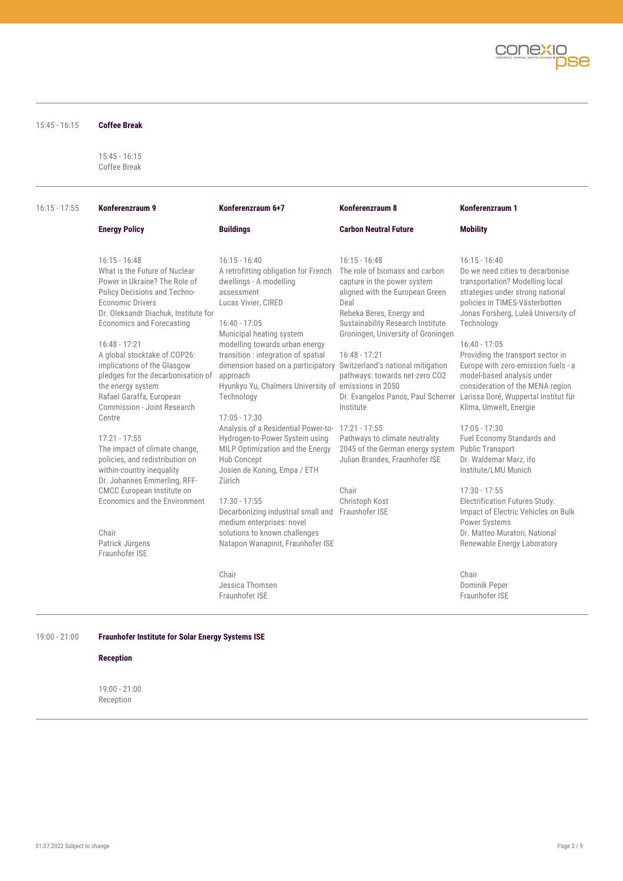**15:45 - 16:15** — **Coffee Break**

15:45 - 16:15
Coffee Break

---

**16:15 - 17:55**

## Konferenzraum 9

### Energy Policy

16:15 - 16:48
What is the Future of Nuclear Power in Ukraine? The Role of Policy Decisions and Techno-Economic Drivers
Dr. Oleksandr Diachuk, Institute for Economics and Forecasting

16:48 - 17:21
A global stocktake of COP26: implications of the Glasgow pledges for the decarbonisation of the energy system
Rafael Garaffa, European Commission - Joint Research Centre

17:21 - 17:55
The impact of climate change, policies, and redistribution on within-country inequality
Dr. Johannes Emmerling, RFF-CMCC European Institute on Economics and the Environment

Chair
Patrick Jürgens
Fraunhofer ISE

## Konferenzraum 6+7

### Buildings

16:15 - 16:40
A retrofitting obligation for French dwellings - A modelling assessment
Lucas Vivier, CIRED

16:40 - 17:05
Municipal heating system modelling towards urban energy transition : integration of spatial dimension based on a participatory approach
Hyunkyo Yu, Chalmers University of Technology

17:05 - 17:30
Analysis of a Residential Power-to-Hydrogen-to-Power System using MILP Optimization and the Energy Hub Concept
Josien de Koning, Empa / ETH Zürich

17:30 - 17:55
Decarbonizing industrial small and medium enterprises: novel solutions to known challenges
Natapon Wanapinit, Fraunhofer ISE

Chair
Jessica Thomsen
Fraunhofer ISE

## Konferenzraum 8

### Carbon Neutral Future

16:15 - 16:48
The role of biomass and carbon capture in the power system aligned with the European Green Deal
Rebeka Beres, Energy and Sustainability Research Institute Groningen, University of Groningen

16:48 - 17:21
Switzerland's national mitigation pathways: towards net-zero CO2 emissions in 2050
Dr. Evangelos Panos, Paul Scherrer Institute

17:21 - 17:55
Pathways to climate neutrality 2045 of the German energy system
Julian Brandes, Fraunhofer ISE

Chair
Christoph Kost
Fraunhofer ISE

## Konferenzraum 1

### Mobility

16:15 - 16:40
Do we need cities to decarbonise transportation? Modelling local strategies under strong national policies in TIMES-Västerbotten
Jonas Forsberg, Luleå University of Technology

16:40 - 17:05
Providing the transport sector in Europe with zero-emission fuels - a model-based analysis under consideration of the MENA region
Larissa Doré, Wuppertal Institut für Klima, Umwelt, Energie

17:05 - 17:30
Fuel Economy Standards and Public Transport
Dr. Waldemar Marz, ifo Institute/LMU Munich

17:30 - 17:55
Electrification Futures Study: Impact of Electric Vehicles on Bulk Power Systems
Dr. Matteo Muratori, National Renewable Energy Laboratory

Chair
Dominik Peper
Fraunhofer ISE

---

**19:00 - 21:00** — **Fraunhofer Institute for Solar Energy Systems ISE**

**Reception**

19:00 - 21:00
Reception

01.07.2022 Subject to change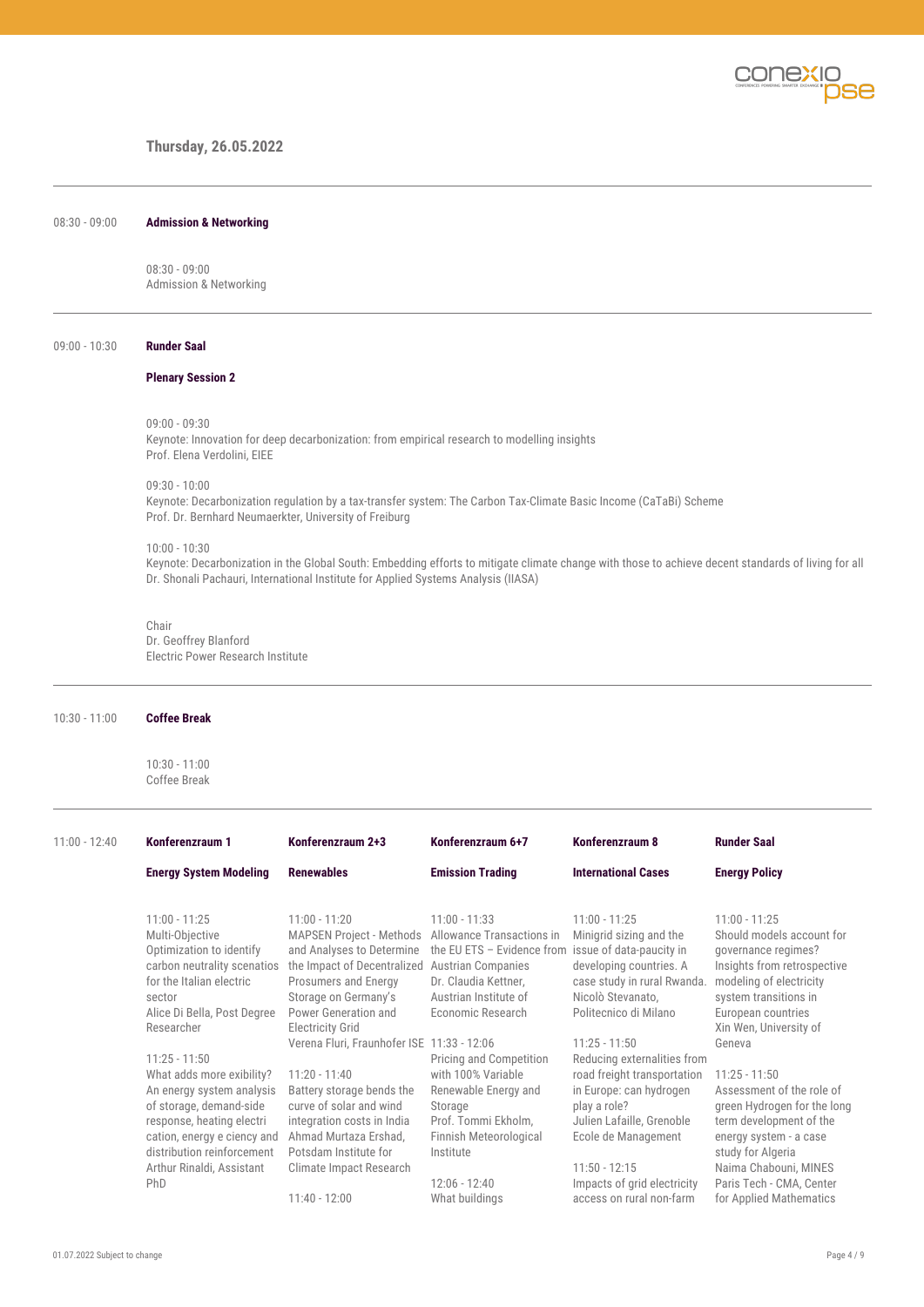## Thursday, 26.05.2022

---

08:30 - 09:00 **Admission & Networking**

08:30 - 09:00
Admission & Networking

---

09:00 - 10:30 **Runder Saal**

**Plenary Session 2**

09:00 - 09:30
Keynote: Innovation for deep decarbonization: from empirical research to modelling insights
Prof. Elena Verdolini, EIEE

09:30 - 10:00
Keynote: Decarbonization regulation by a tax-transfer system: The Carbon Tax-Climate Basic Income (CaTaBi) Scheme
Prof. Dr. Bernhard Neumaerkter, University of Freiburg

10:00 - 10:30
Keynote: Decarbonization in the Global South: Embedding efforts to mitigate climate change with those to achieve decent standards of living for all
Dr. Shonali Pachauri, International Institute for Applied Systems Analysis (IIASA)

Chair
Dr. Geoffrey Blanford
Electric Power Research Institute

---

10:30 - 11:00 **Coffee Break**

10:30 - 11:00
Coffee Break

---

11:00 - 12:40

**Konferenzraum 1 — Energy System Modeling**

11:00 - 11:25
Multi-Objective Optimization to identify carbon neutrality scenatios for the Italian electric sector
Alice Di Bella, Post Degree Researcher

11:25 - 11:50
What adds more exibility? An energy system analysis of storage, demand-side response, heating electri cation, energy e ciency and distribution reinforcement
Arthur Rinaldi, Assistant PhD

**Konferenzraum 2+3 — Renewables**

11:00 - 11:20
MAPSEN Project - Methods and Analyses to Determine the Impact of Decentralized Prosumers and Energy Storage on Germany's Power Generation and Electricity Grid
Verena Fluri, Fraunhofer ISE

11:20 - 11:40
Battery storage bends the curve of solar and wind integration costs in India
Ahmad Murtaza Ershad, Potsdam Institute for Climate Impact Research

11:40 - 12:00

**Konferenzraum 6+7 — Emission Trading**

11:00 - 11:33
Allowance Transactions in the EU ETS – Evidence from Austrian Companies
Dr. Claudia Kettner, Austrian Institute of Economic Research

11:33 - 12:06
Pricing and Competition with 100% Variable Renewable Energy and Storage
Prof. Tommi Ekholm, Finnish Meteorological Institute

12:06 - 12:40
What buildings

**Konferenzraum 8 — International Cases**

11:00 - 11:25
Minigrid sizing and the issue of data-paucity in developing countries. A case study in rural Rwanda.
Nicolò Stevanato, Politecnico di Milano

11:25 - 11:50
Reducing externalities from road freight transportation in Europe: can hydrogen play a role?
Julien Lafaille, Grenoble Ecole de Management

11:50 - 12:15
Impacts of grid electricity access on rural non-farm

**Runder Saal — Energy Policy**

11:00 - 11:25
Should models account for governance regimes? Insights from retrospective modeling of electricity system transitions in European countries
Xin Wen, University of Geneva

11:25 - 11:50
Assessment of the role of green Hydrogen for the long term development of the energy system - a case study for Algeria
Naima Chabouni, MINES Paris Tech - CMA, Center for Applied Mathematics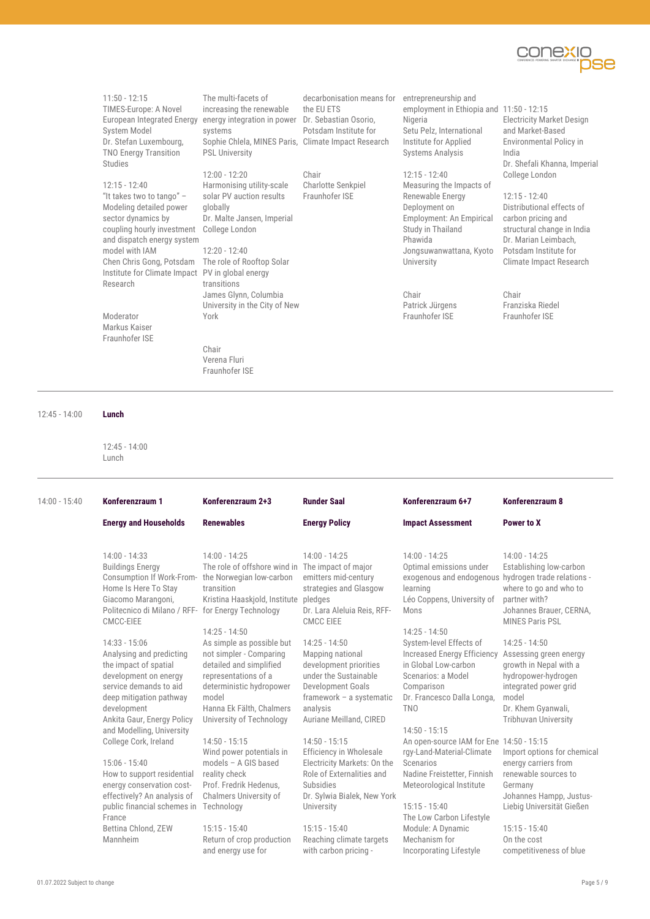| | | | | |
|---|---|---|---|---|
| 11:50 - 12:15<br>TIMES-Europe: A Novel European Integrated Energy System Model<br>Dr. Stefan Luxembourg, TNO Energy Transition Studies<br><br>12:15 - 12:40<br>"It takes two to tango" – Modeling detailed power sector dynamics by coupling hourly investment and dispatch energy system model with IAM<br>Chen Chris Gong, Potsdam Institute for Climate Impact Research<br><br>Moderator<br>Markus Kaiser<br>Fraunhofer ISE | The multi-facets of increasing the renewable energy integration in power systems<br>Sophie Chlela, MINES Paris, PSL University<br><br>12:00 - 12:20<br>Harmonising utility-scale solar PV auction results globally<br>Dr. Malte Jansen, Imperial College London<br><br>12:20 - 12:40<br>The role of Rooftop Solar PV in global energy transitions<br>James Glynn, Columbia University in the City of New York<br><br>Chair<br>Verena Fluri<br>Fraunhofer ISE | decarbonisation means for the EU ETS<br>Dr. Sebastian Osorio, Potsdam Institute for Climate Impact Research<br><br>Chair<br>Charlotte Senkpiel<br>Fraunhofer ISE | entrepreneurship and employment in Ethiopia and Nigeria<br>Setu Pelz, International Institute for Applied Systems Analysis<br><br>12:15 - 12:40<br>Measuring the Impacts of Renewable Energy Deployment on Employment: An Empirical Study in Thailand<br>Phawida Jongsuwanwattana, Kyoto University<br><br>Chair<br>Patrick Jürgens<br>Fraunhofer ISE | 11:50 - 12:15<br>Electricity Market Design and Market-Based Environmental Policy in India<br>Dr. Shefali Khanna, Imperial College London<br><br>12:15 - 12:40<br>Distributional effects of carbon pricing and structural change in India<br>Dr. Marian Leimbach, Potsdam Institute for Climate Impact Research<br><br>Chair<br>Franziska Riedel<br>Fraunhofer ISE |

12:45 - 14:00 **Lunch**

12:45 - 14:00
Lunch

14:00 - 15:40

| **Konferenzraum 1** | **Konferenzraum 2+3** | **Runder Saal** | **Konferenzraum 6+7** | **Konferenzraum 8** |
|---|---|---|---|---|
| **Energy and Households** | **Renewables** | **Energy Policy** | **Impact Assessment** | **Power to X** |
| 14:00 - 14:33<br>Buildings Energy Consumption If Work-From-Home Is Here To Stay<br>Giacomo Marangoni, Politecnico di Milano / RFF-CMCC-EIEE<br><br>14:33 - 15:06<br>Analysing and predicting the impact of spatial development on energy service demands to aid deep mitigation pathway development<br>Ankita Gaur, Energy Policy and Modelling, University College Cork, Ireland<br><br>15:06 - 15:40<br>How to support residential energy conservation cost-effectively? An analysis of public financial schemes in France<br>Bettina Chlond, ZEW Mannheim | 14:00 - 14:25<br>The role of offshore wind in the Norwegian low-carbon transition<br>Kristina Haaskjold, Institute for Energy Technology<br><br>14:25 - 14:50<br>As simple as possible but not simpler - Comparing detailed and simplified representations of a deterministic hydropower model<br>Hanna Ek Fälth, Chalmers University of Technology<br><br>14:50 - 15:15<br>Wind power potentials in models – A GIS based reality check<br>Prof. Fredrik Hedenus, Chalmers University of Technology<br><br>15:15 - 15:40<br>Return of crop production and energy use for | 14:00 - 14:25<br>The impact of major emitters mid-century strategies and Glasgow pledges<br>Dr. Lara Aleluia Reis, RFF-CMCC EIEE<br><br>14:25 - 14:50<br>Mapping national development priorities under the Sustainable Development Goals framework – a systematic analysis<br>Auriane Meilland, CIRED<br><br>14:50 - 15:15<br>Efficiency in Wholesale Electricity Markets: On the Role of Externalities and Subsidies<br>Dr. Sylwia Bialek, New York University<br><br>15:15 - 15:40<br>Reaching climate targets with carbon pricing - | 14:00 - 14:25<br>Optimal emissions under exogenous and endogenous learning<br>Léo Coppens, University of Mons<br><br>14:25 - 14:50<br>System-level Effects of Increased Energy Efficiency in Global Low-carbon Scenarios: a Model Comparison<br>Dr. Francesco Dalla Longa, TNO<br><br>14:50 - 15:15<br>An open-source IAM for Energy-Land-Material-Climate Scenarios<br>Nadine Freistetter, Finnish Meteorological Institute<br><br>15:15 - 15:40<br>The Low Carbon Lifestyle Module: A Dynamic Mechanism for Incorporating Lifestyle | 14:00 - 14:25<br>Establishing low-carbon hydrogen trade relations - where to go and who to partner with?<br>Johannes Brauer, CERNA, MINES Paris PSL<br><br>14:25 - 14:50<br>Assessing green energy growth in Nepal with a hydropower-hydrogen integrated power grid model<br>Dr. Khem Gyanwali, Tribhuvan University<br><br>14:50 - 15:15<br>Import options for chemical energy carriers from renewable sources to Germany<br>Johannes Hampp, Justus-Liebig Universität Gießen<br><br>15:15 - 15:40<br>On the cost competitiveness of blue |

01.07.2022 Subject to change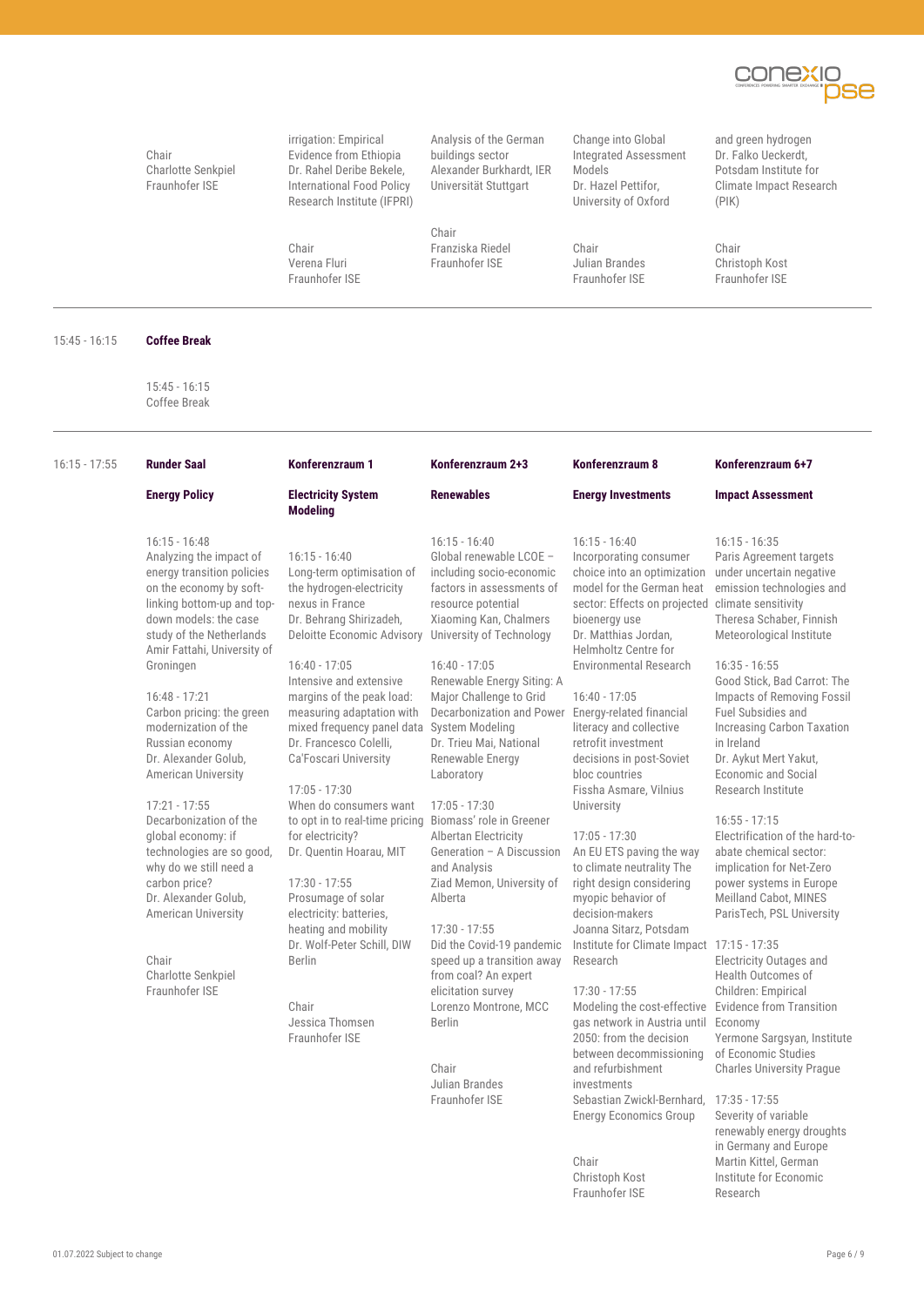Chair
Charlotte Senkpiel
Fraunhofer ISE

irrigation: Empirical Evidence from Ethiopia
Dr. Rahel Deribe Bekele, International Food Policy Research Institute (IFPRI)

Chair
Verena Fluri
Fraunhofer ISE

Analysis of the German buildings sector
Alexander Burkhardt, IER Universität Stuttgart

Chair
Franziska Riedel
Fraunhofer ISE

Change into Global Integrated Assessment Models
Dr. Hazel Pettifor, University of Oxford

Chair
Julian Brandes
Fraunhofer ISE

and green hydrogen
Dr. Falko Ueckerdt, Potsdam Institute for Climate Impact Research (PIK)

Chair
Christoph Kost
Fraunhofer ISE

---

**15:45 - 16:15 Coffee Break**

15:45 - 16:15
Coffee Break

---

**16:15 - 17:55**

### Runder Saal — Energy Policy

16:15 - 16:48
Analyzing the impact of energy transition policies on the economy by soft-linking bottom-up and top-down models: the case study of the Netherlands
Amir Fattahi, University of Groningen

16:48 - 17:21
Carbon pricing: the green modernization of the Russian economy
Dr. Alexander Golub, American University

17:21 - 17:55
Decarbonization of the global economy: if technologies are so good, why do we still need a carbon price?
Dr. Alexander Golub, American University

Chair
Charlotte Senkpiel
Fraunhofer ISE

### Konferenzraum 1 — Electricity System Modeling

16:15 - 16:40
Long-term optimisation of the hydrogen-electricity nexus in France
Dr. Behrang Shirizadeh, Deloitte Economic Advisory

16:40 - 17:05
Intensive and extensive margins of the peak load: measuring adaptation with mixed frequency panel data
Dr. Francesco Colelli, Ca'Foscari University

17:05 - 17:30
When do consumers want to opt in to real-time pricing for electricity?
Dr. Quentin Hoarau, MIT

17:30 - 17:55
Prosumage of solar electricity: batteries, heating and mobility
Dr. Wolf-Peter Schill, DIW Berlin

Chair
Jessica Thomsen
Fraunhofer ISE

### Konferenzraum 2+3 — Renewables

16:15 - 16:40
Global renewable LCOE – including socio-economic factors in assessments of resource potential
Xiaoming Kan, Chalmers University of Technology

16:40 - 17:05
Renewable Energy Siting: A Major Challenge to Grid Decarbonization and Power System Modeling
Dr. Trieu Mai, National Renewable Energy Laboratory

17:05 - 17:30
Biomass' role in Greener Albertan Electricity Generation – A Discussion and Analysis
Ziad Memon, University of Alberta

17:30 - 17:55
Did the Covid-19 pandemic speed up a transition away from coal? An expert elicitation survey
Lorenzo Montrone, MCC Berlin

Chair
Julian Brandes
Fraunhofer ISE

### Konferenzraum 8 — Energy Investments

16:15 - 16:40
Incorporating consumer choice into an optimization model for the German heat sector: Effects on projected bioenergy use
Dr. Matthias Jordan, Helmholtz Centre for Environmental Research

16:40 - 17:05
Energy-related financial literacy and collective retrofit investment decisions in post-Soviet bloc countries
Fissha Asmare, Vilnius University

17:05 - 17:30
An EU ETS paving the way to climate neutrality The right design considering myopic behavior of decision-makers
Joanna Sitarz, Potsdam Institute for Climate Impact Research

17:30 - 17:55
Modeling the cost-effective gas network in Austria until 2050: from the decision between decommissioning and refurbishment investments
Sebastian Zwickl-Bernhard, Energy Economics Group

Chair
Christoph Kost
Fraunhofer ISE

### Konferenzraum 6+7 — Impact Assessment

16:15 - 16:35
Paris Agreement targets under uncertain negative emission technologies and climate sensitivity
Theresa Schaber, Finnish Meteorological Institute

16:35 - 16:55
Good Stick, Bad Carrot: The Impacts of Removing Fossil Fuel Subsidies and Increasing Carbon Taxation in Ireland
Dr. Aykut Mert Yakut, Economic and Social Research Institute

16:55 - 17:15
Electrification of the hard-to-abate chemical sector: implication for Net-Zero power systems in Europe
Meilland Cabot, MINES ParisTech, PSL University

17:15 - 17:35
Electricity Outages and Health Outcomes of Children: Empirical Evidence from Transition Economy
Yermone Sargsyan, Institute of Economic Studies Charles University Prague

17:35 - 17:55
Severity of variable renewably energy droughts in Germany and Europe
Martin Kittel, German Institute for Economic Research

01.07.2022 Subject to change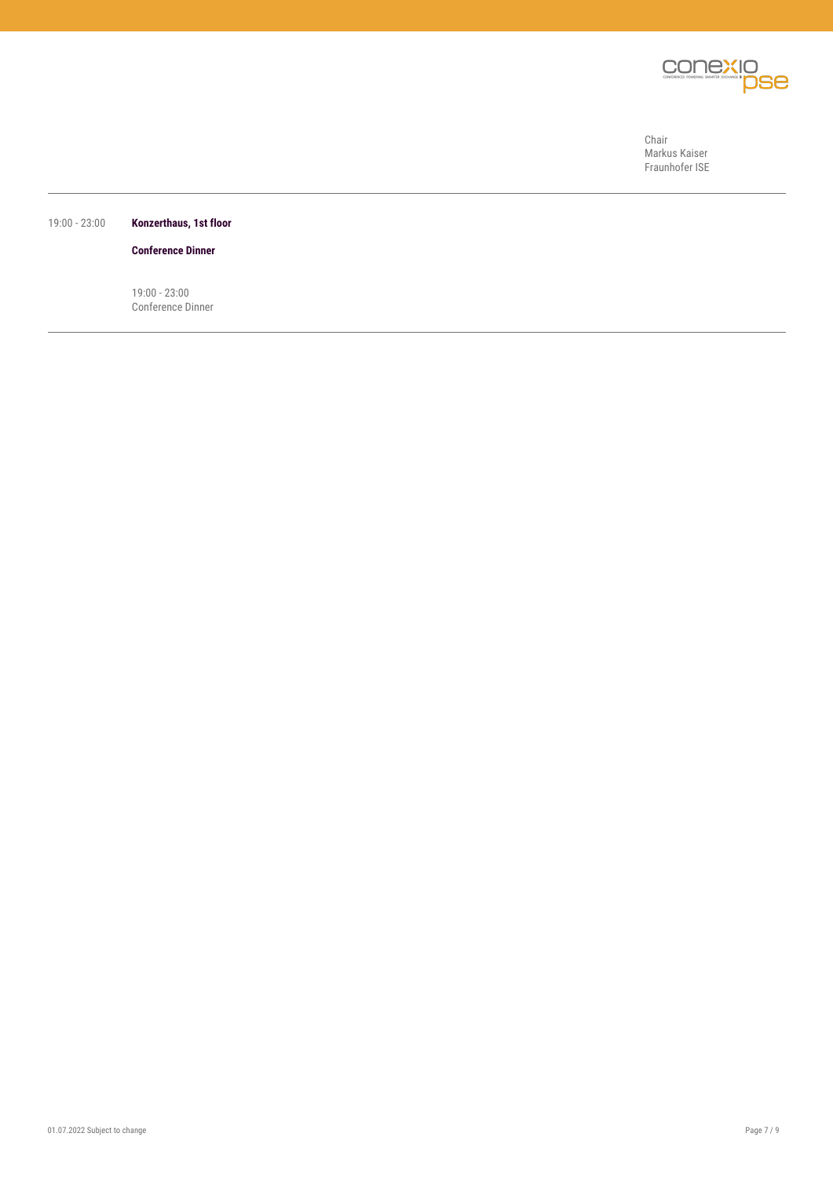Chair
Markus Kaiser
Fraunhofer ISE

---

19:00 - 23:00 **Konzerthaus, 1st floor**

**Conference Dinner**

19:00 - 23:00
Conference Dinner

---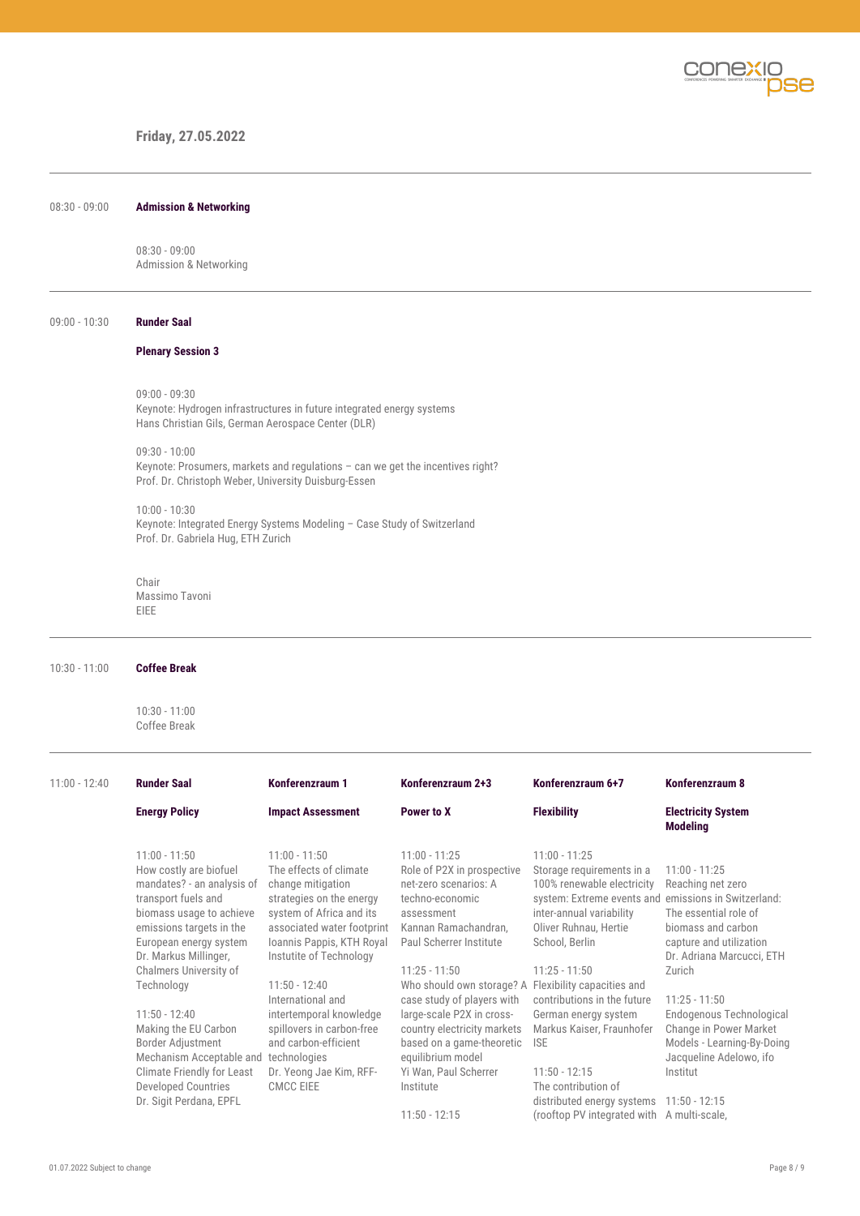**Friday, 27.05.2022**

---

08:30 - 09:00 **Admission & Networking**

08:30 - 09:00
Admission & Networking

---

09:00 - 10:30 **Runder Saal**

**Plenary Session 3**

09:00 - 09:30
Keynote: Hydrogen infrastructures in future integrated energy systems
Hans Christian Gils, German Aerospace Center (DLR)

09:30 - 10:00
Keynote: Prosumers, markets and regulations – can we get the incentives right?
Prof. Dr. Christoph Weber, University Duisburg-Essen

10:00 - 10:30
Keynote: Integrated Energy Systems Modeling – Case Study of Switzerland
Prof. Dr. Gabriela Hug, ETH Zurich

Chair
Massimo Tavoni
EIEE

---

10:30 - 11:00 **Coffee Break**

10:30 - 11:00
Coffee Break

---

11:00 - 12:40

| **Runder Saal** | **Konferenzraum 1** | **Konferenzraum 2+3** | **Konferenzraum 6+7** | **Konferenzraum 8** |
|---|---|---|---|---|
| **Energy Policy** | **Impact Assessment** | **Power to X** | **Flexibility** | **Electricity System Modeling** |
| 11:00 - 11:50<br>How costly are biofuel mandates? - an analysis of transport fuels and biomass usage to achieve emissions targets in the European energy system<br>Dr. Markus Millinger, Chalmers University of Technology<br><br>11:50 - 12:40<br>Making the EU Carbon Border Adjustment Mechanism Acceptable and Climate Friendly for Least Developed Countries<br>Dr. Sigit Perdana, EPFL | 11:00 - 11:50<br>The effects of climate change mitigation strategies on the energy system of Africa and its associated water footprint<br>Ioannis Pappis, KTH Royal Instutite of Technology<br><br>11:50 - 12:40<br>International and intertemporal knowledge spillovers in carbon-free and carbon-efficient technologies<br>Dr. Yeong Jae Kim, RFF-CMCC EIEE | 11:00 - 11:25<br>Role of P2X in prospective net-zero scenarios: A techno-economic assessment<br>Kannan Ramachandran, Paul Scherrer Institute<br><br>11:25 - 11:50<br>Who should own storage? A case study of players with large-scale P2X in cross-country electricity markets based on a game-theoretic equilibrium model<br>Yi Wan, Paul Scherrer Institute<br><br>11:50 - 12:15 | 11:00 - 11:25<br>Storage requirements in a 100% renewable electricity system: Extreme events and inter-annual variability<br>Oliver Ruhnau, Hertie School, Berlin<br><br>11:25 - 11:50<br>Flexibility capacities and contributions in the future German energy system<br>Markus Kaiser, Fraunhofer ISE<br><br>11:50 - 12:15<br>The contribution of distributed energy systems (rooftop PV integrated with | 11:00 - 11:25<br>Reaching net zero emissions in Switzerland: The essential role of biomass and carbon capture and utilization<br>Dr. Adriana Marcucci, ETH Zurich<br><br>11:25 - 11:50<br>Endogenous Technological Change in Power Market Models - Learning-By-Doing<br>Jacqueline Adelowo, ifo Institut<br><br>11:50 - 12:15<br>A multi-scale, |

01.07.2022 Subject to change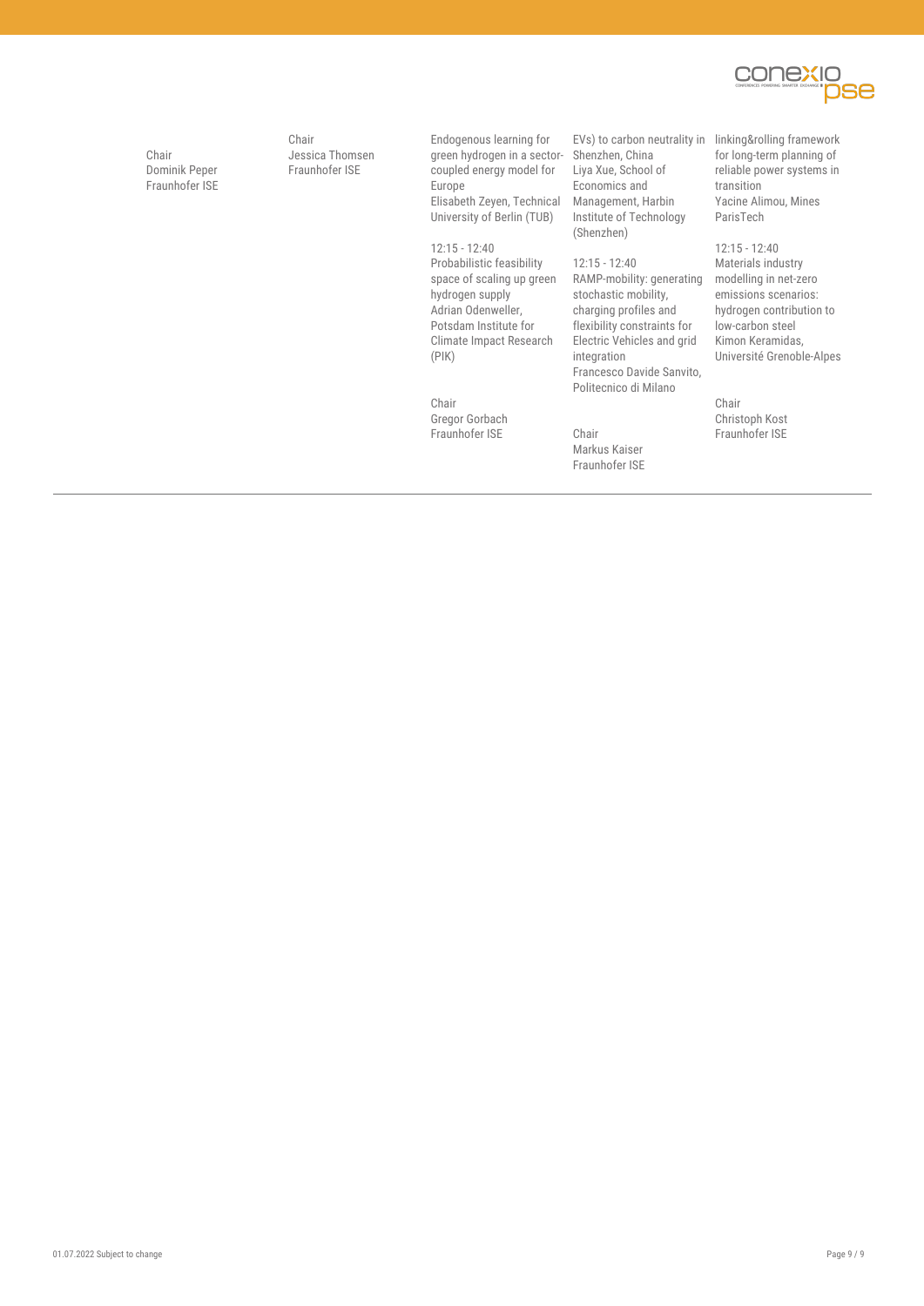| | | | | |
|---|---|---|---|---|
| Chair<br>Dominik Peper<br>Fraunhofer ISE | Chair<br>Jessica Thomsen<br>Fraunhofer ISE | Endogenous learning for green hydrogen in a sector-coupled energy model for Europe<br>Elisabeth Zeyen, Technical University of Berlin (TUB)<br><br>12:15 - 12:40<br>Probabilistic feasibility space of scaling up green hydrogen supply<br>Adrian Odenweller, Potsdam Institute for Climate Impact Research (PIK)<br><br>Chair<br>Gregor Gorbach<br>Fraunhofer ISE | EVs) to carbon neutrality in Shenzhen, China<br>Liya Xue, School of Economics and Management, Harbin Institute of Technology (Shenzhen)<br><br>12:15 - 12:40<br>RAMP-mobility: generating stochastic mobility, charging profiles and flexibility constraints for Electric Vehicles and grid integration<br>Francesco Davide Sanvito, Politecnico di Milano<br><br>Chair<br>Markus Kaiser<br>Fraunhofer ISE | linking&rolling framework for long-term planning of reliable power systems in transition<br>Yacine Alimou, Mines ParisTech<br><br>12:15 - 12:40<br>Materials industry modelling in net-zero emissions scenarios: hydrogen contribution to low-carbon steel<br>Kimon Keramidas, Université Grenoble-Alpes<br><br>Chair<br>Christoph Kost<br>Fraunhofer ISE |

01.07.2022 Subject to change